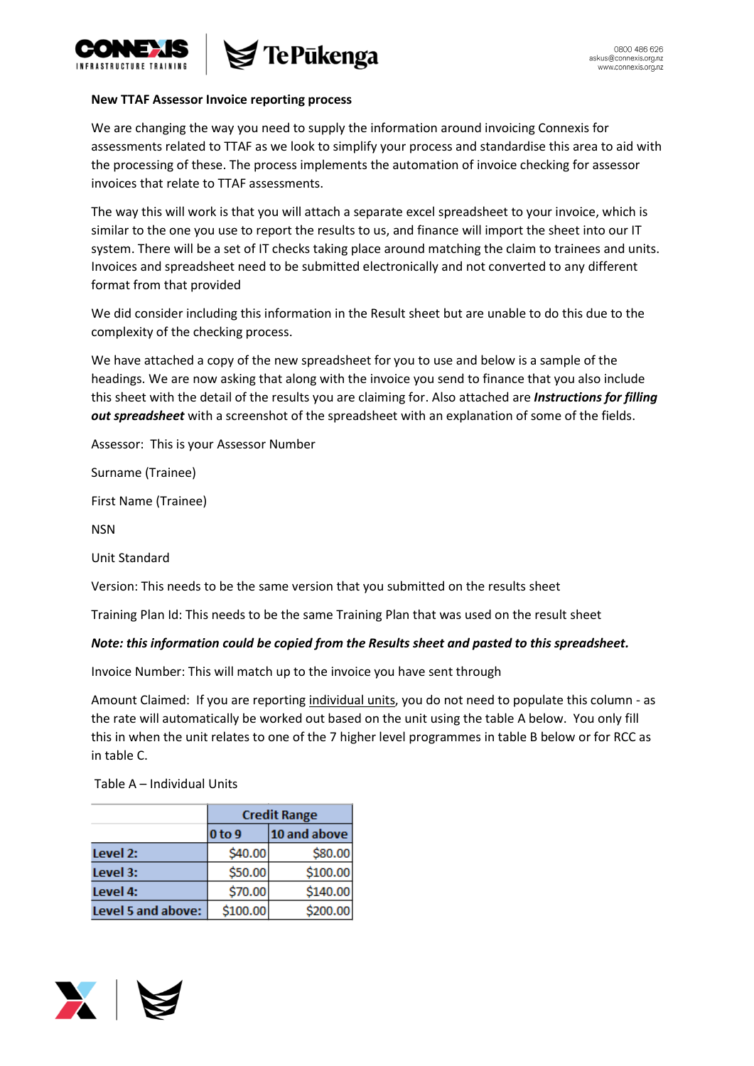**New TTAF Assessor Invoice reporting process**

We are changing the way you need to supply the information around invoicing Connexis for assessments related to TTAF as we look to simplify your process and standardise this area to aid with the processing of these. The process implements the automation of invoice checking for assessor invoices that relate to TTAF assessments.

The way this will work is that you will attach a separate excel spreadsheet to your invoice, which is similar to the one you use to report the results to us, and finance will import the sheet into our IT system. There will be a set of IT checks taking place around matching the claim to trainees and units. Invoices and spreadsheet need to be submitted electronically and not converted to any different format from that provided

We did consider including this information in the Result sheet but are unable to do this due to the complexity of the checking process.

We have attached a copy of the new spreadsheet for you to use and below is a sample of the headings. We are now asking that along with the invoice you send to finance that you also include this sheet with the detail of the results you are claiming for. Also attached are ***Instructions for filling out spreadsheet*** with a screenshot of the spreadsheet with an explanation of some of the fields.

Assessor: This is your Assessor Number

Surname (Trainee)

First Name (Trainee)

NSN

Unit Standard

Version: This needs to be the same version that you submitted on the results sheet

Training Plan Id: This needs to be the same Training Plan that was used on the result sheet

***Note: this information could be copied from the Results sheet and pasted to this spreadsheet.***

Invoice Number: This will match up to the invoice you have sent through

Amount Claimed: If you are reporting individual units, you do not need to populate this column - as the rate will automatically be worked out based on the unit using the table A below. You only fill this in when the unit relates to one of the 7 higher level programmes in table B below or for RCC as in table C.

Table A – Individual Units

| | **Credit Range** | |
|---|---|---|
| | **0 to 9** | **10 and above** |
| **Level 2:** | $40.00 | $80.00 |
| **Level 3:** | $50.00 | $100.00 |
| **Level 4:** | $70.00 | $140.00 |
| **Level 5 and above:** | $100.00 | $200.00 |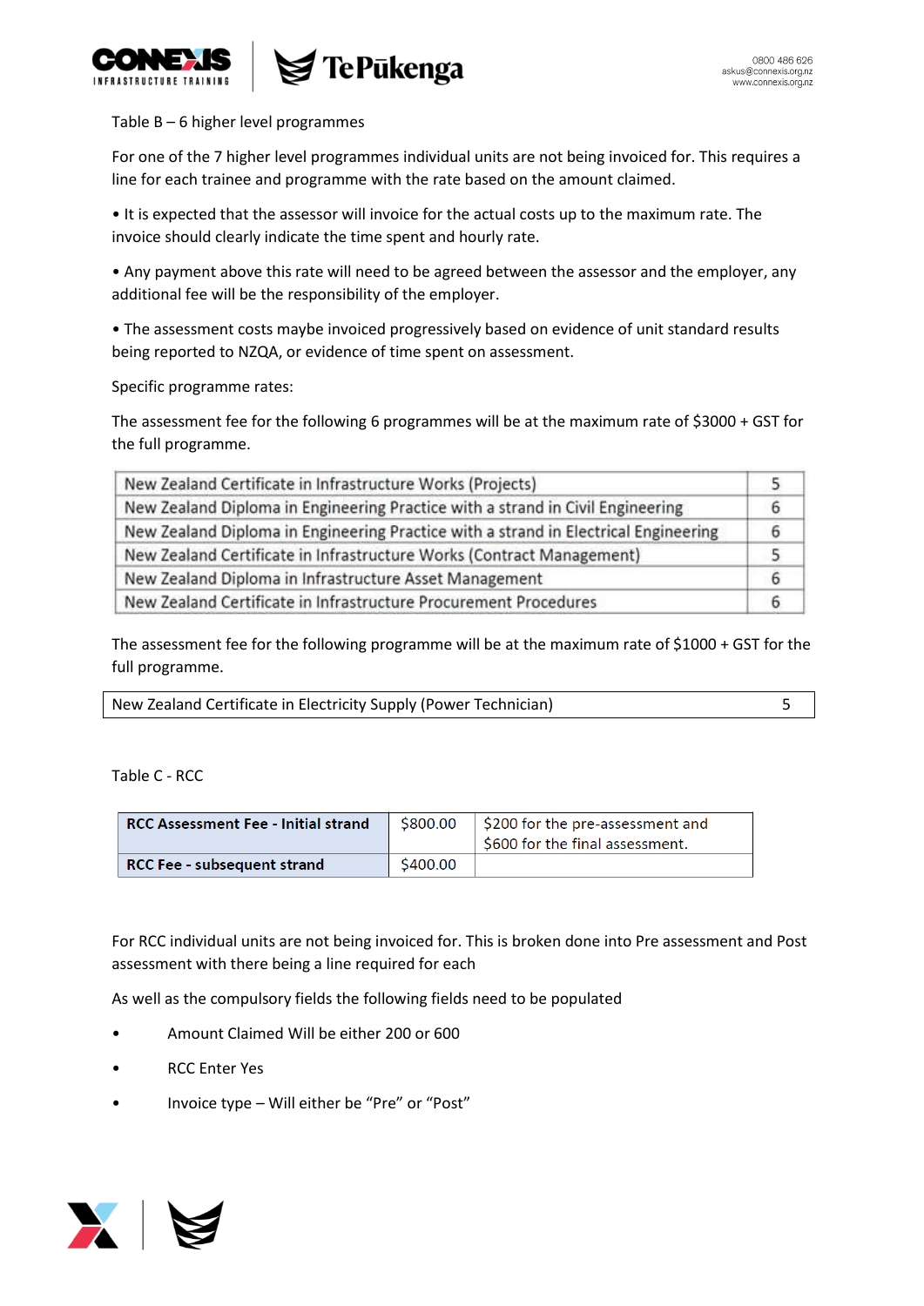Table B – 6 higher level programmes

For one of the 7 higher level programmes individual units are not being invoiced for. This requires a line for each trainee and programme with the rate based on the amount claimed.

• It is expected that the assessor will invoice for the actual costs up to the maximum rate. The invoice should clearly indicate the time spent and hourly rate.

• Any payment above this rate will need to be agreed between the assessor and the employer, any additional fee will be the responsibility of the employer.

• The assessment costs maybe invoiced progressively based on evidence of unit standard results being reported to NZQA, or evidence of time spent on assessment.

Specific programme rates:

The assessment fee for the following 6 programmes will be at the maximum rate of $3000 + GST for the full programme.

| | |
|---|---|
| New Zealand Certificate in Infrastructure Works (Projects) | 5 |
| New Zealand Diploma in Engineering Practice with a strand in Civil Engineering | 6 |
| New Zealand Diploma in Engineering Practice with a strand in Electrical Engineering | 6 |
| New Zealand Certificate in Infrastructure Works (Contract Management) | 5 |
| New Zealand Diploma in Infrastructure Asset Management | 6 |
| New Zealand Certificate in Infrastructure Procurement Procedures | 6 |

The assessment fee for the following programme will be at the maximum rate of $1000 + GST for the full programme.

| | |
|---|---|
| New Zealand Certificate in Electricity Supply (Power Technician) | 5 |

Table C - RCC

| | | |
|---|---|---|
| **RCC Assessment Fee - Initial strand** | $800.00 | $200 for the pre-assessment and $600 for the final assessment. |
| **RCC Fee - subsequent strand** | $400.00 | |

For RCC individual units are not being invoiced for. This is broken done into Pre assessment and Post assessment with there being a line required for each

As well as the compulsory fields the following fields need to be populated

- Amount Claimed Will be either 200 or 600
- RCC Enter Yes
- Invoice type – Will either be "Pre" or "Post"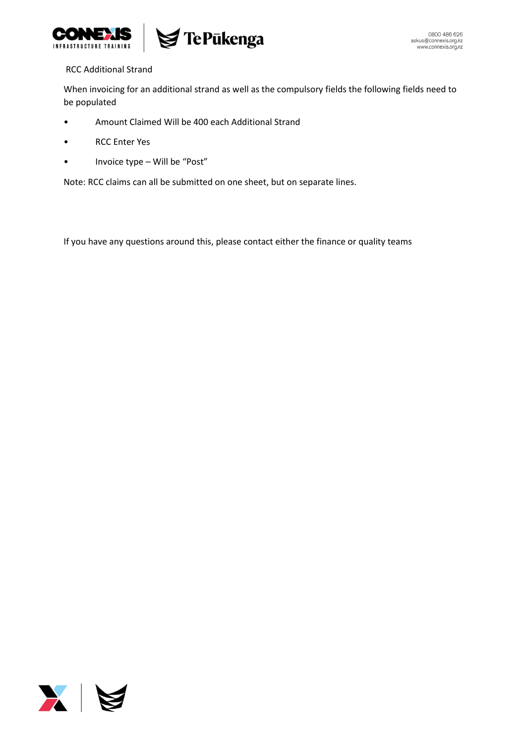RCC Additional Strand

When invoicing for an additional strand as well as the compulsory fields the following fields need to be populated

- Amount Claimed Will be 400 each Additional Strand
- RCC Enter Yes
- Invoice type – Will be "Post"

Note: RCC claims can all be submitted on one sheet, but on separate lines.

If you have any questions around this, please contact either the finance or quality teams